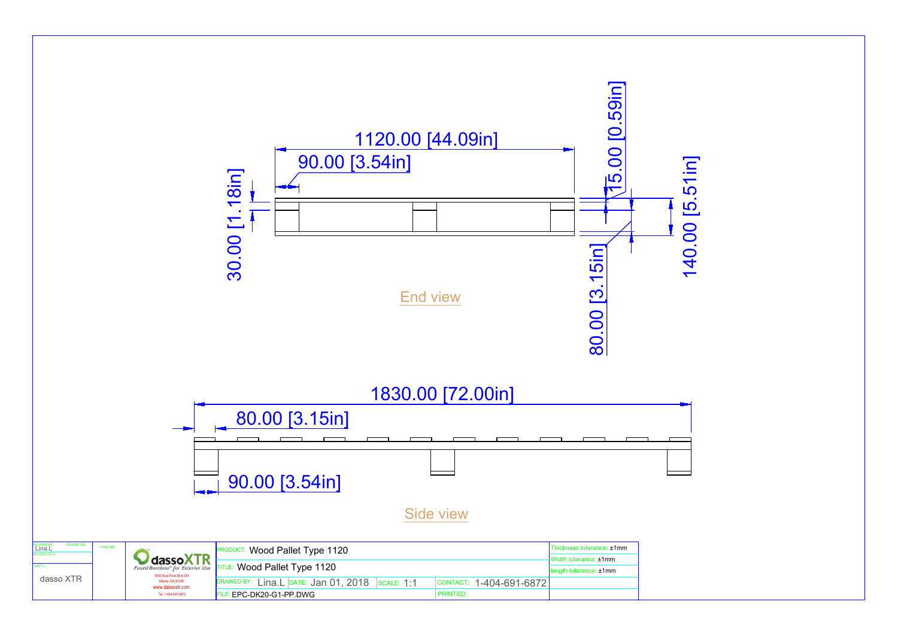1120.00 [44.09in]

90.00 [3.54in]

30.00 [1.18in]

15.00 [0.59in]

140.00 [5.51in]

80.00 [3.15in]

End view

1830.00 [72.00in]

80.00 [3.15in]

90.00 [3.54in]

Side view

| REVISED BY: Lina.L | REVISE ON: | PAGE NO: | dassoXTR Fused Bamboo® for Exterior Use | PRODUCT: Wood Pallet Type 1120 | | | | Thickness tolerance: ±1mm |
|---|---|---|---|---|---|---|---|---|
| REVISED DATE: | | | 6060 Boat Rock Blvd SW Atlanta, GA 30336 | TITLE: Wood Pallet Type 1120 | | | | Width tolerance: ±1mm |
| SAP-V: | | | www.dassoxtr.com | DRAWED BY: Lina.L | DATE: Jan 01, 2018 | SCALE: 1:1 | CONTACT: 1-404-691-6872 | length tolerance: ±1mm |
| dasso XTR | | | Tel: 1-404-691-6872 | FILE: EPC-DK20-G1-PP.DWG | | | PRINTED: | |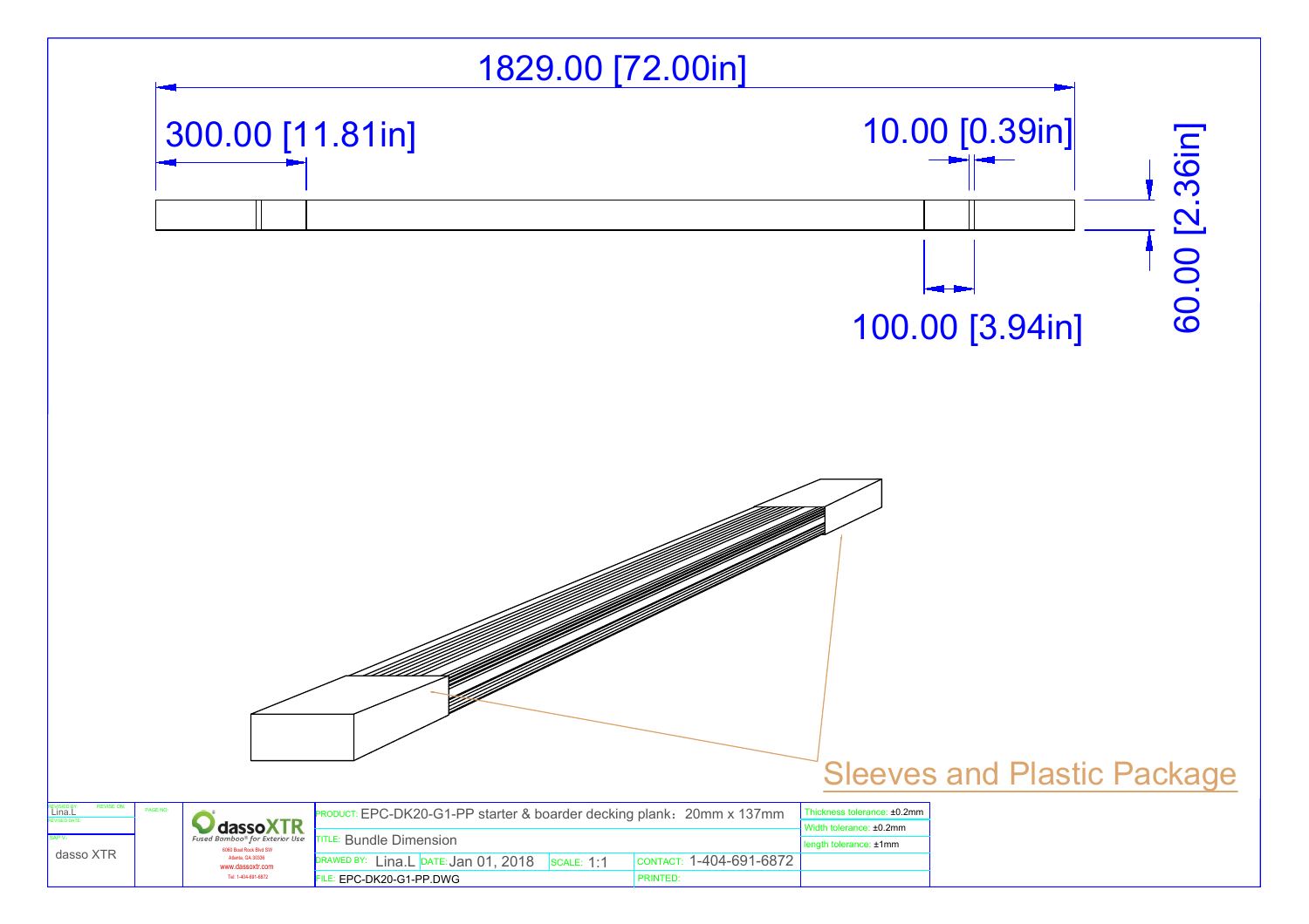1829.00 [72.00in]

300.00 [11.81in]

10.00 [0.39in]

60.00 [2.36in]

100.00 [3.94in]

Sleeves and Plastic Package

| REVISED BY: Lina.L | REVISE ON: | PAGE NO: | dassoXTR Fused Bamboo® for Exterior Use | PRODUCT: EPC-DK20-G1-PP starter & boarder decking plank：20mm x 137mm | | | Thickness tolerance: ±0.2mm |
| --- | --- | --- | --- | --- | --- | --- | --- |
| REVISED DATE: | | | 6060 Boat Rock Blvd SW | TITLE: Bundle Dimension | | | Width tolerance: ±0.2mm |
| SAP'V: | | | Atlanta, GA 30336 | | | | length tolerance: ±1mm |
| dasso XTR | | | www.dassoxtr.com | DRAWED BY: Lina.L DATE: Jan 01, 2018 | SCALE: 1:1 | CONTACT: 1-404-691-6872 | |
| | | | Tel: 1-404-691-6872 | FILE: EPC-DK20-G1-PP.DWG | | PRINTED: | |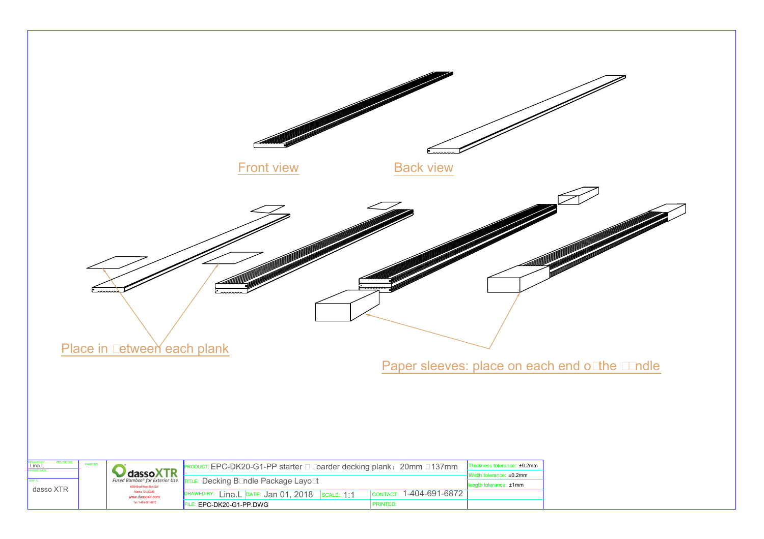Front view

Back view

Place in □etween each plank

Paper sleeves: place on each end o□the □□ndle

| REVISED BY: Lina.L | REVISE ON: | PAGE NO: | dassoXTR *Fused Bamboo® for Exterior Use* 8060 Boat Rock Blvd SW Atlanta, GA 30336 www.dassoxtr.com Tel: 1-404-691-6872 | PRODUCT: EPC-DK20-G1-PP starter □ □oarder decking plank：20mm □137mm | | | Thickness tolerance: ±0.2mm |
|---|---|---|---|---|---|---|---|
| REVISED DATE: | | | | TITLE: Decking B□ndle Package Layo□t | | | Width tolerance: ±0.2mm |
| SAP V.: dasso XTR | | | | DRAWED BY: Lina.L | DATE: Jan 01, 2018 | SCALE: 1:1 | length tolerance: ±1mm |
| | | | | CONTACT: 1-404-691-6872 | | | |
| | | | | FILE: EPC-DK20-G1-PP.DWG | PRINTED: | | |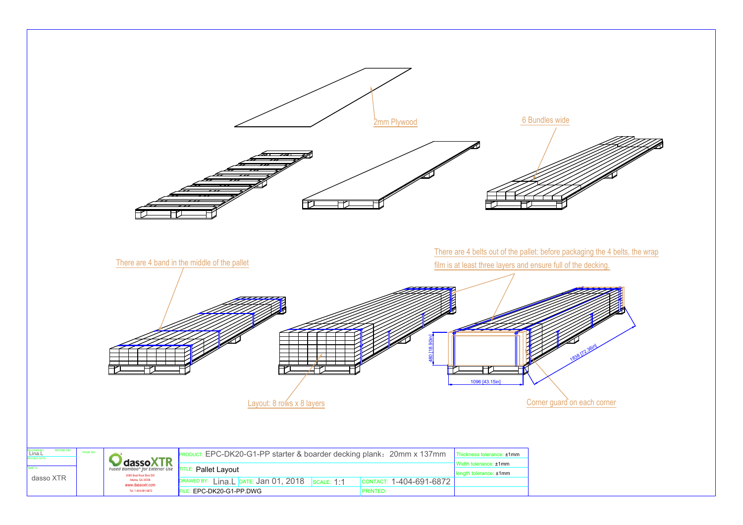2mm Plywood

6 Bundles wide

There are 4 band in the middle of the pallet

There are 4 belts out of the pallet: before packaging the 4 belts, the wrap film is at least three layers and ensure full of the decking.

480 [18.90in]

1096 [43.15in]

1838 [72.36in]

Layout: 8 rows x 8 layers

Corner guard on each corner

| REVISED BY: Lina.L | REVISE ON: | PAGE NO: | dassoXTR Fused Bamboo® for Exterior Use 6060 Boat Rock Blvd SW Atlanta, GA 30336 www.dassoxtr.com Tel.:1-404-691-6872 | PRODUCT: EPC-DK20-G1-PP starter & boarder decking plank：20mm x 137mm | | | Thickness tolerance: ±1mm |
|---|---|---|---|---|---|---|---|
| REVISED DATE: | | | | | | | Width tolerance: ±1mm |
| SAP-V- | | | | TITLE: Pallet Layout | | | length tolerance: ±1mm |
| dasso XTR | | | | DRAWED BY: Lina.L | DATE: Jan 01, 2018 | SCALE: 1:1 | CONTACT: 1-404-691-6872 |
| | | | | FILE: EPC-DK20-G1-PP.DWG | | | PRINTED: |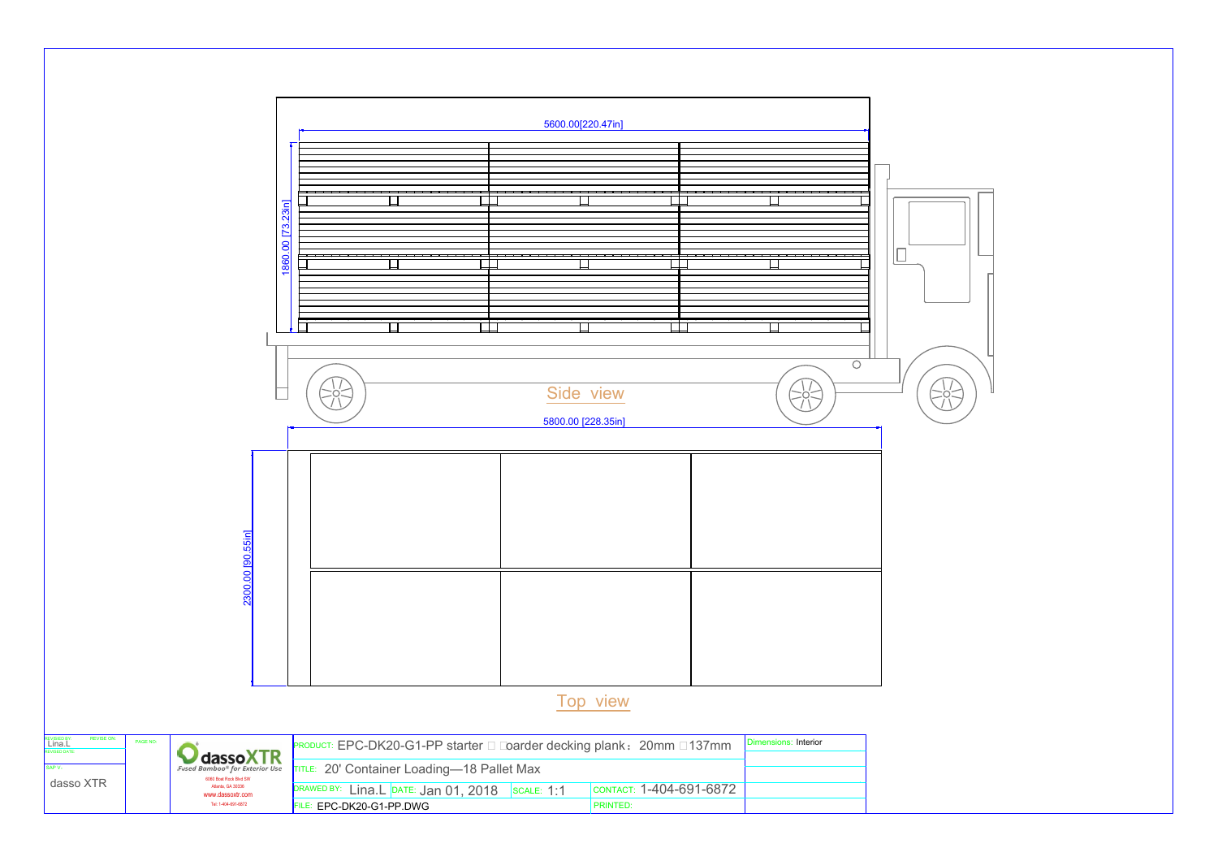5600.00[220.47in]

1860.00 [73.23in]

Side view

5800.00 [228.35in]

2300.00 [90.55in]

Top view

| REVISED BY: Lina.L | REVISE ON: | PAGE NO: | dassoXTR *Fused Bamboo® for Exterior Use* 6060 Boat Rock Blvd SW Atlanta, GA 30336 www.dassoxtr.com Tel: 1-404-691-6872 | PRODUCT: EPC-DK20-G1-PP starter □ □oarder decking plank：20mm □137mm | | | Dimensions: Interior |
|---|---|---|---|---|---|---|---|
| REVISED DATE: | | | | TITLE: 20' Container Loading—18 Pallet Max | | | |
| SAP V.: dasso XTR | | | | DRAWED BY: Lina.L | DATE: Jan 01, 2018 | SCALE: 1:1 | CONTACT: 1-404-691-6872 |
| | | | | FILE: EPC-DK20-G1-PP.DWG | | | PRINTED: |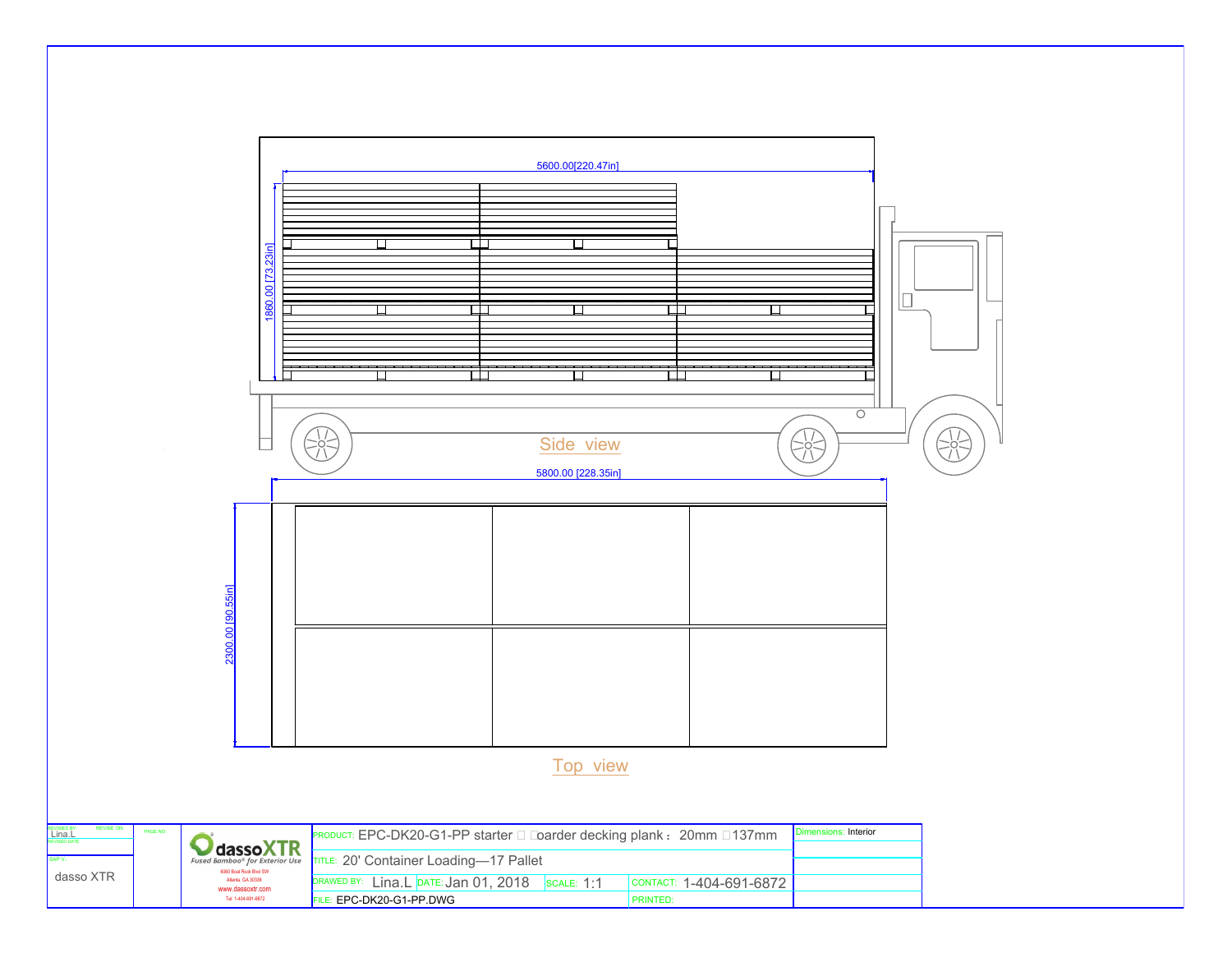5600.00[220.47in]

1860.00 [73.23in]

Side view

5800.00 [228.35in]

2300.00 [90.55in]

Top view

| | | | |
|---|---|---|---|
| REVISED BY: Lina.L | REVISE ON: | PAGE NO: | |
| REVISED DATE: | | | |
| SAP V.: | | | |
| dasso XTR | | | |

dassoXTR
Fused Bamboo® for Exterior Use
6060 Boat Rock Blvd SW
Atlanta, GA 30336
www.dassoxtr.com
Tel: 1-404-691-6872

| | | | |
|---|---|---|---|
| PRODUCT: EPC-DK20-G1-PP starter □ □oarder decking plank： 20mm □137mm | | | Dimensions: Interior |
| TITLE: 20' Container Loading—17 Pallet | | | |
| DRAWED BY: Lina.L | DATE: Jan 01, 2018 | SCALE: 1:1 | CONTACT: 1-404-691-6872 |
| FILE: EPC-DK20-G1-PP.DWG | | | PRINTED: |